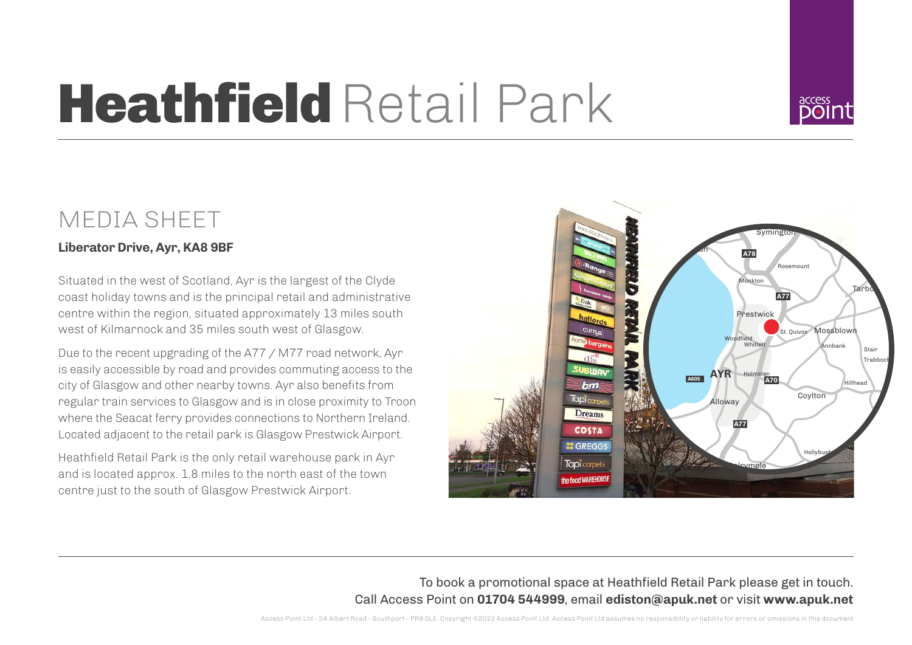# **Heathfield** Retail Park

## MEDIA SHEET

**Liberator Drive, Ayr, KA8 9BF**

Situated in the west of Scotland, Ayr is the largest of the Clyde coast holiday towns and is the principal retail and administrative centre within the region, situated approximately 13 miles south west of Kilmarnock and 35 miles south west of Glasgow.

Due to the recent upgrading of the A77 / M77 road network, Ayr is easily accessible by road and provides commuting access to the city of Glasgow and other nearby towns. Ayr also benefits from regular train services to Glasgow and is in close proximity to Troon where the Seacat ferry provides connections to Northern Ireland. Located adjacent to the retail park is Glasgow Prestwick Airport.

Heathfield Retail Park is the only retail warehouse park in Ayr and is located approx. 1.8 miles to the north east of the town centre just to the south of Glasgow Prestwick Airport.

To book a promotional space at Heathfield Retail Park please get in touch.
Call Access Point on **01704 544999**, email **ediston@apuk.net** or visit **www.apuk.net**

Access Point Ltd - 2A Albert Road - Southport - PR9 0LE. Copyright ©2022 Access Point Ltd. Access Point Ltd assumes no responsibility or liability for errors or omissions in this document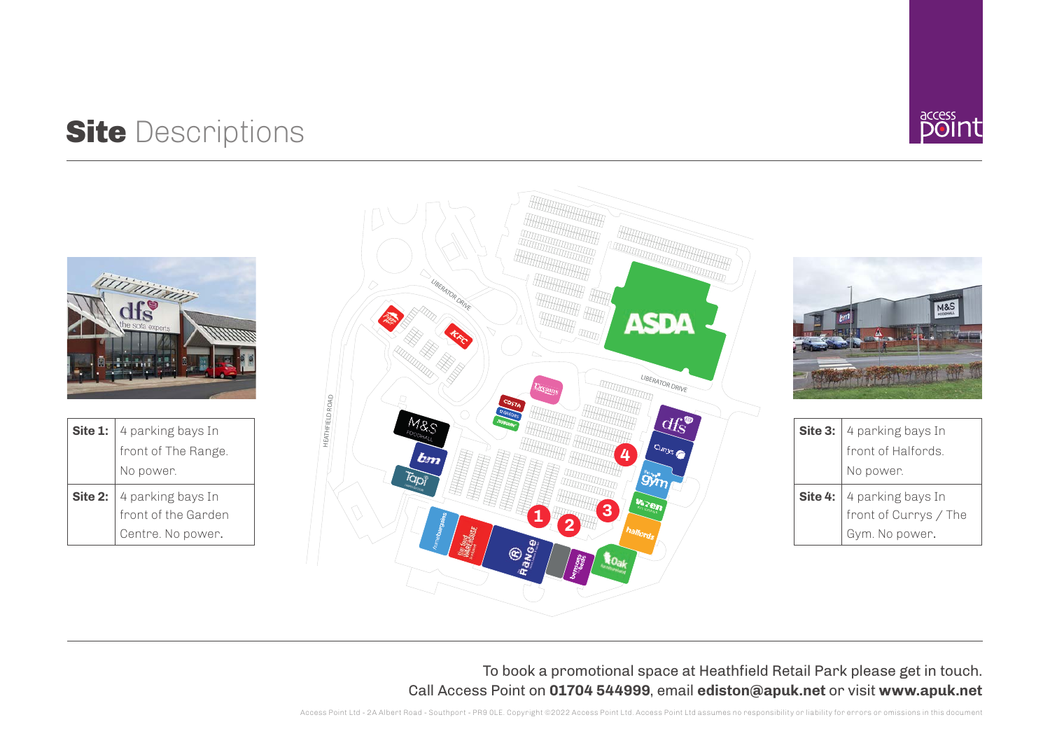# **Site** Descriptions

| | |
|---|---|
| **Site 1:** | 4 parking bays In front of The Range. No power. |
| **Site 2:** | 4 parking bays In front of the Garden Centre. No power. |

| | |
|---|---|
| **Site 3:** | 4 parking bays In front of Halfords. No power. |
| **Site 4:** | 4 parking bays In front of Currys / The Gym. No power. |

To book a promotional space at Heathfield Retail Park please get in touch.
Call Access Point on **01704 544999**, email **ediston@apuk.net** or visit **www.apuk.net**

Access Point Ltd - 2A Albert Road - Southport - PR9 0LE. Copyright ©2022 Access Point Ltd. Access Point Ltd assumes no responsibility or liability for errors or omissions in this document